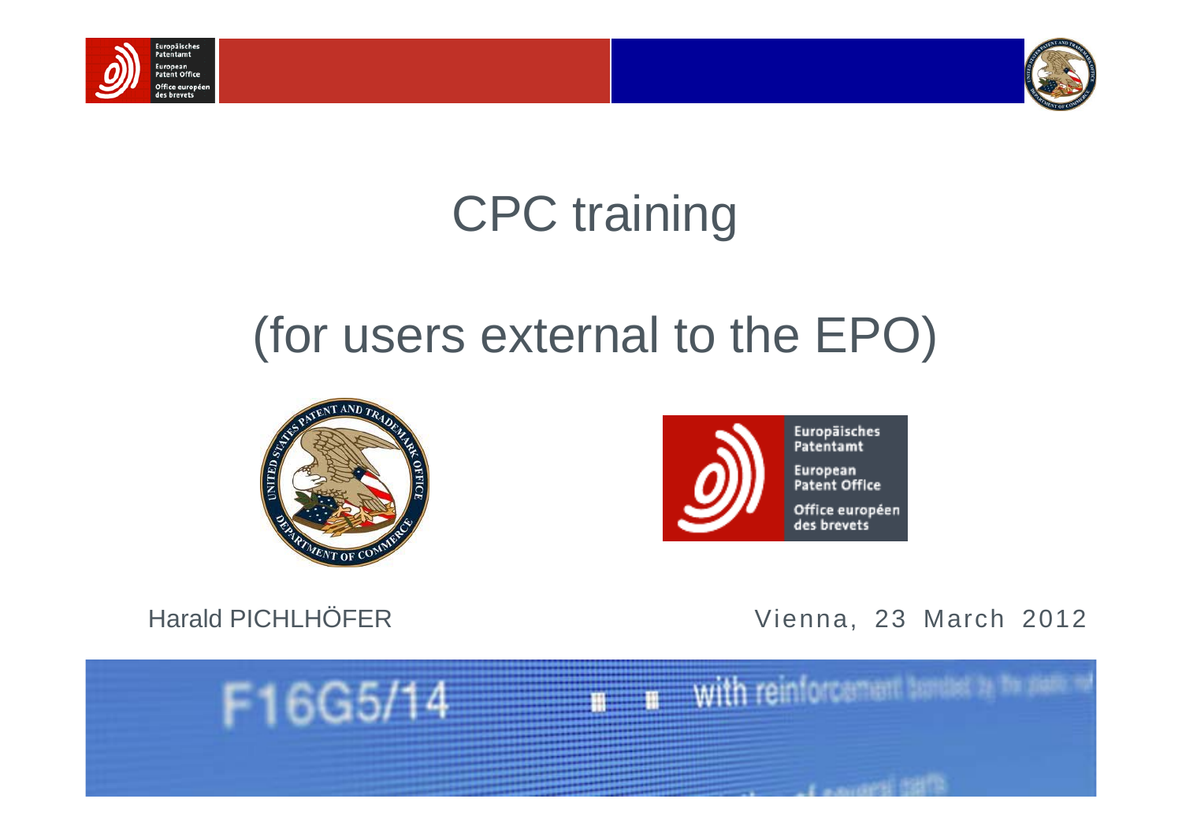# CPC training

## (for users external to the EPO)

Harald PICHLHÖFER

Vienna, 23 March 2012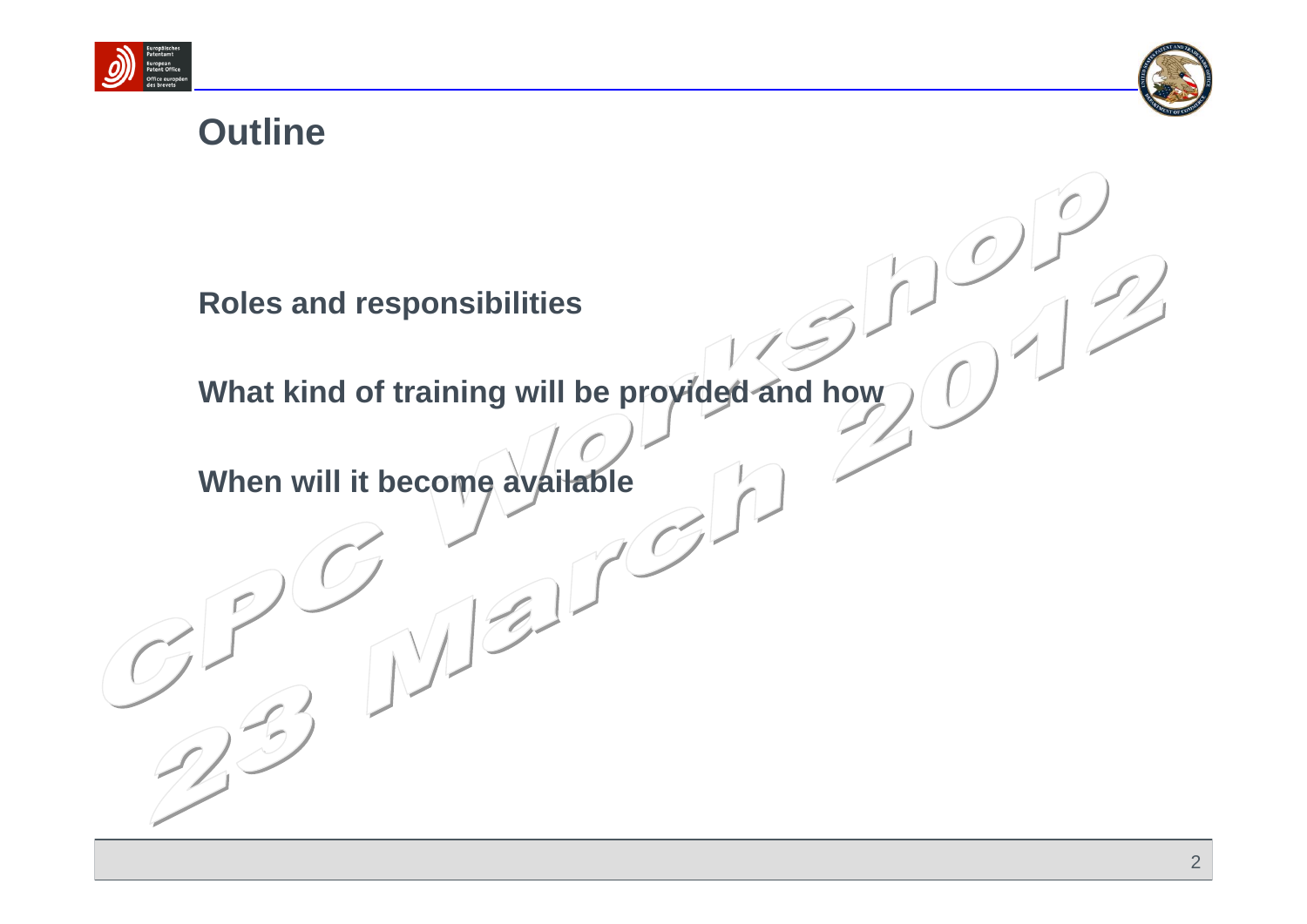# Outline

Roles and responsibilities

What kind of training will be provided and how

When will it become available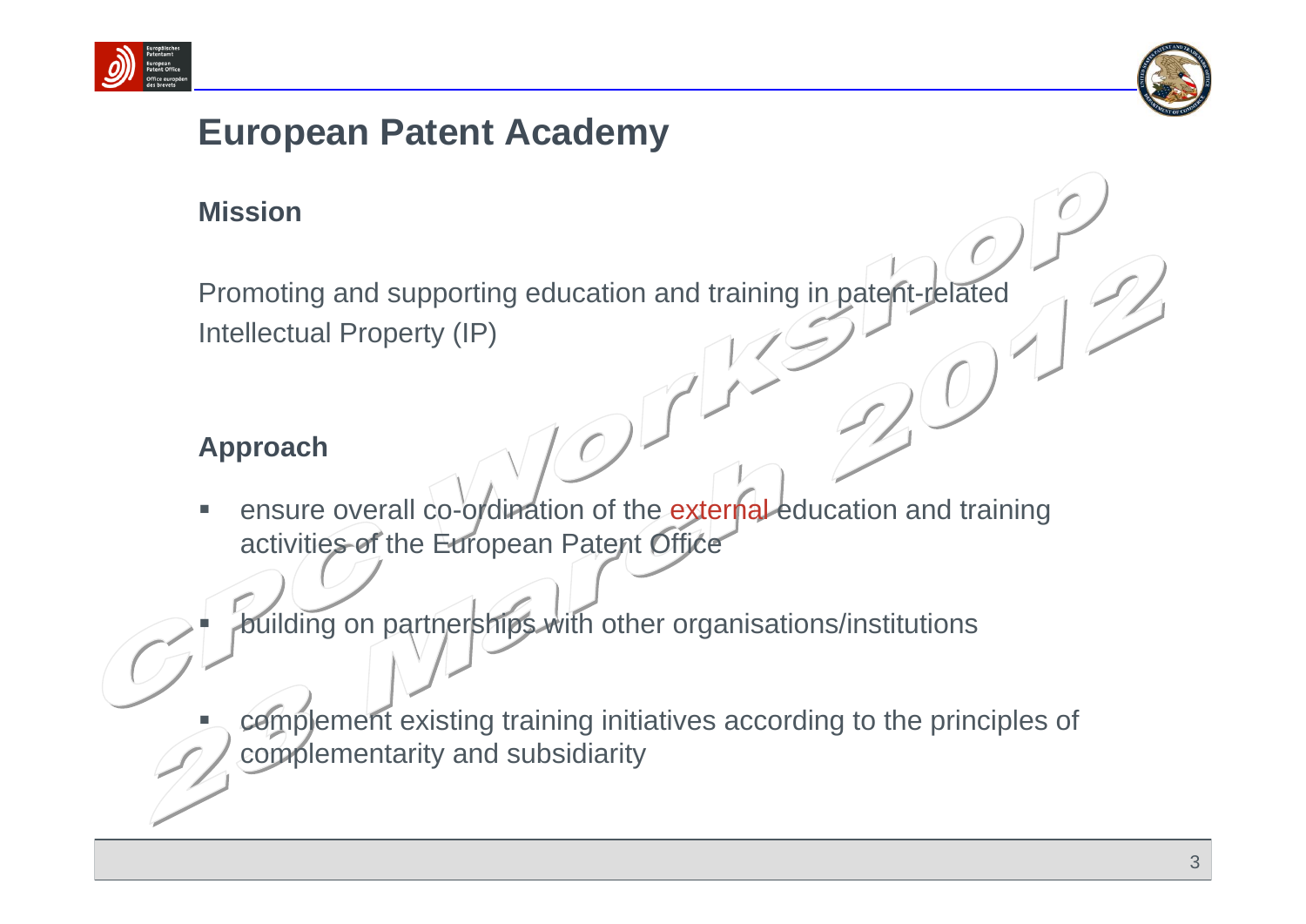# European Patent Academy

## Mission

Promoting and supporting education and training in patent-related Intellectual Property (IP)

## Approach

- ensure overall co-ordination of the external education and training activities of the European Patent Office
- building on partnerships with other organisations/institutions
- complement existing training initiatives according to the principles of complementarity and subsidiarity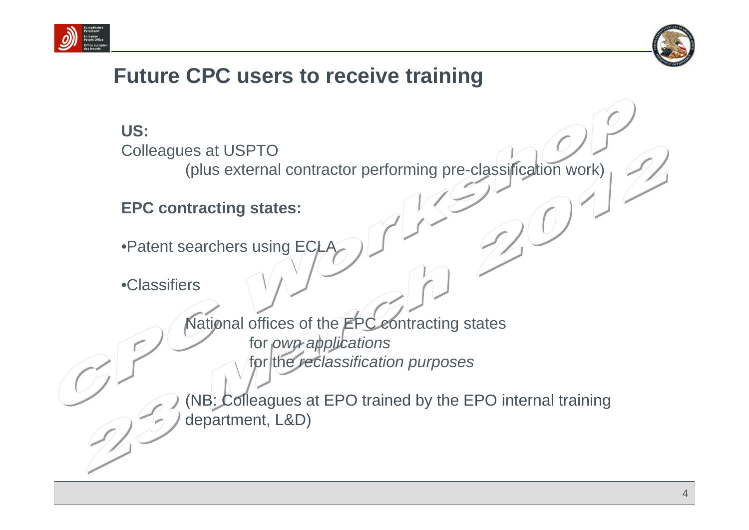# Future CPC users to receive training

**US:**

Colleagues at USPTO

(plus external contractor performing pre-classification work)

**EPC contracting states:**

- Patent searchers using ECLA
- Classifiers

National offices of the EPC contracting states

for *own applications*

for the *reclassification purposes*

(NB: Colleagues at EPO trained by the EPO internal training department, L&D)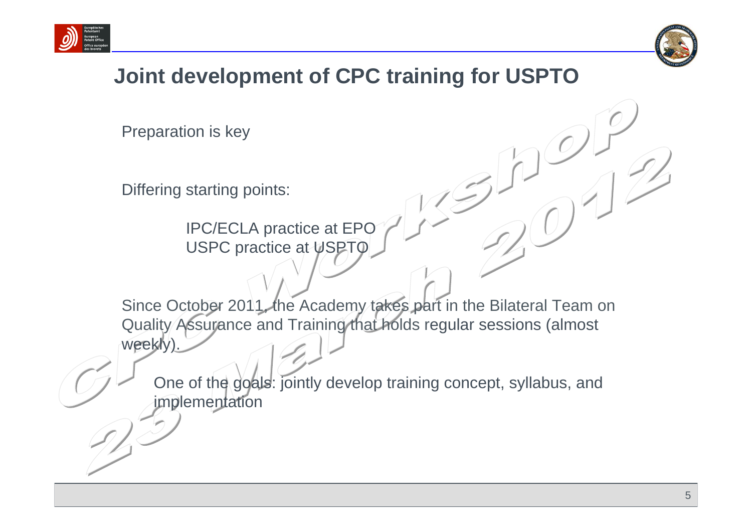# Joint development of CPC training for USPTO

Preparation is key

Differing starting points:

- IPC/ECLA practice at EPO
- USPC practice at USPTO

Since October 2011, the Academy takes part in the Bilateral Team on Quality Assurance and Training that holds regular sessions (almost weekly).

- One of the goals: jointly develop training concept, syllabus, and implementation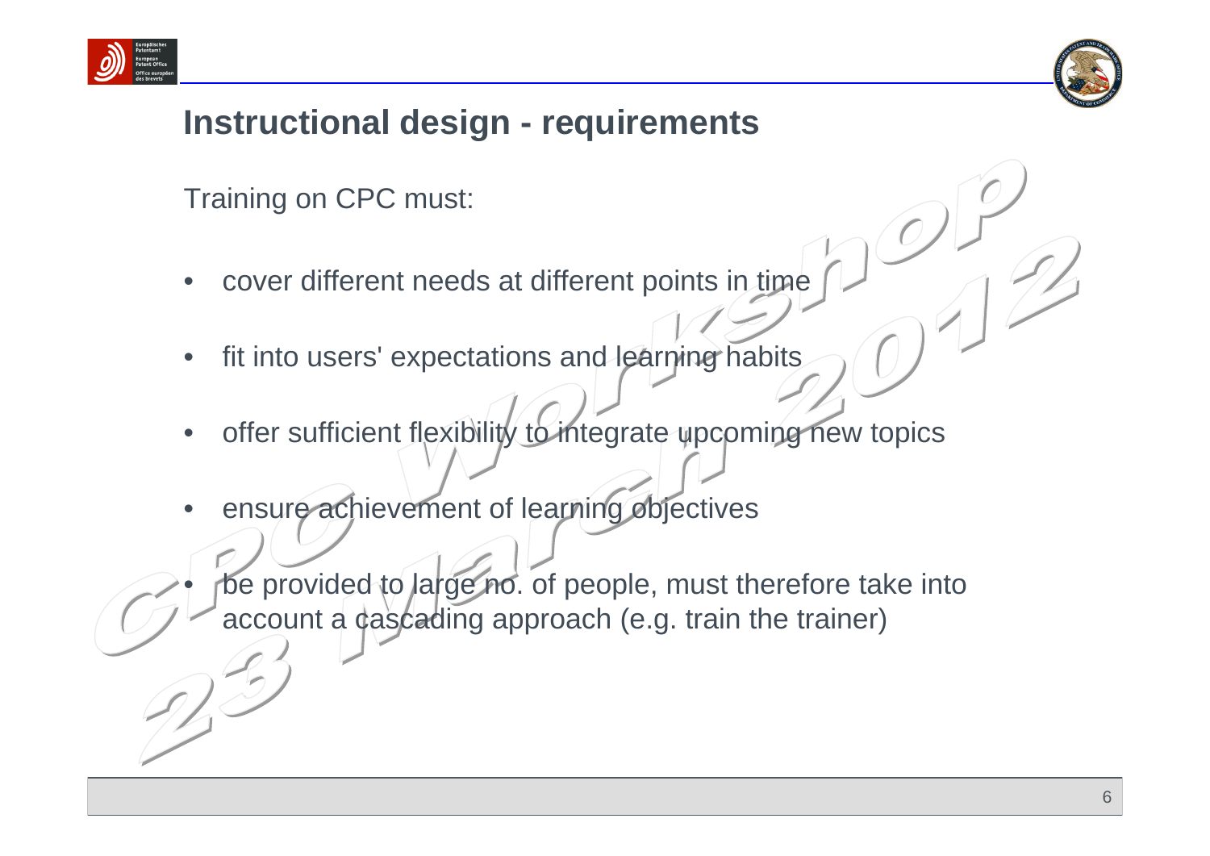## Instructional design - requirements

Training on CPC must:

- cover different needs at different points in time
- fit into users' expectations and learning habits
- offer sufficient flexibility to integrate upcoming new topics
- ensure achievement of learning objectives
- be provided to large no. of people, must therefore take into account a cascading approach (e.g. train the trainer)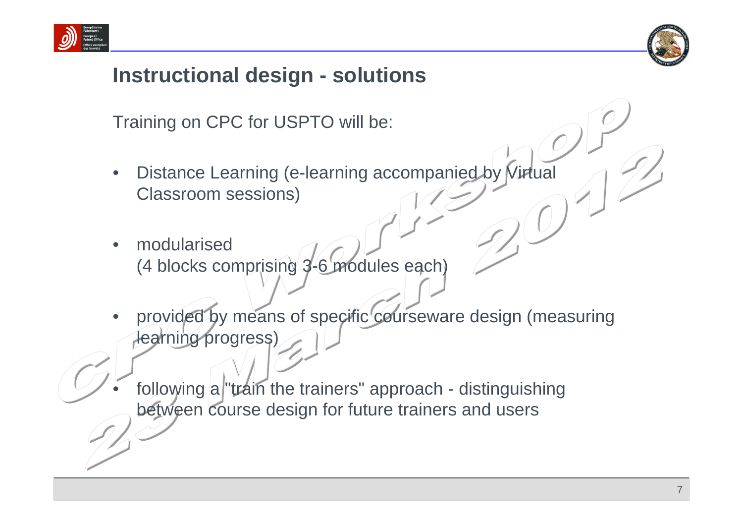# Instructional design - solutions

Training on CPC for USPTO will be:

- Distance Learning (e-learning accompanied by Virtual Classroom sessions)
- modularised
  (4 blocks comprising 3-6 modules each)
- provided by means of specific courseware design (measuring learning progress)
- following a "train the trainers" approach - distinguishing between course design for future trainers and users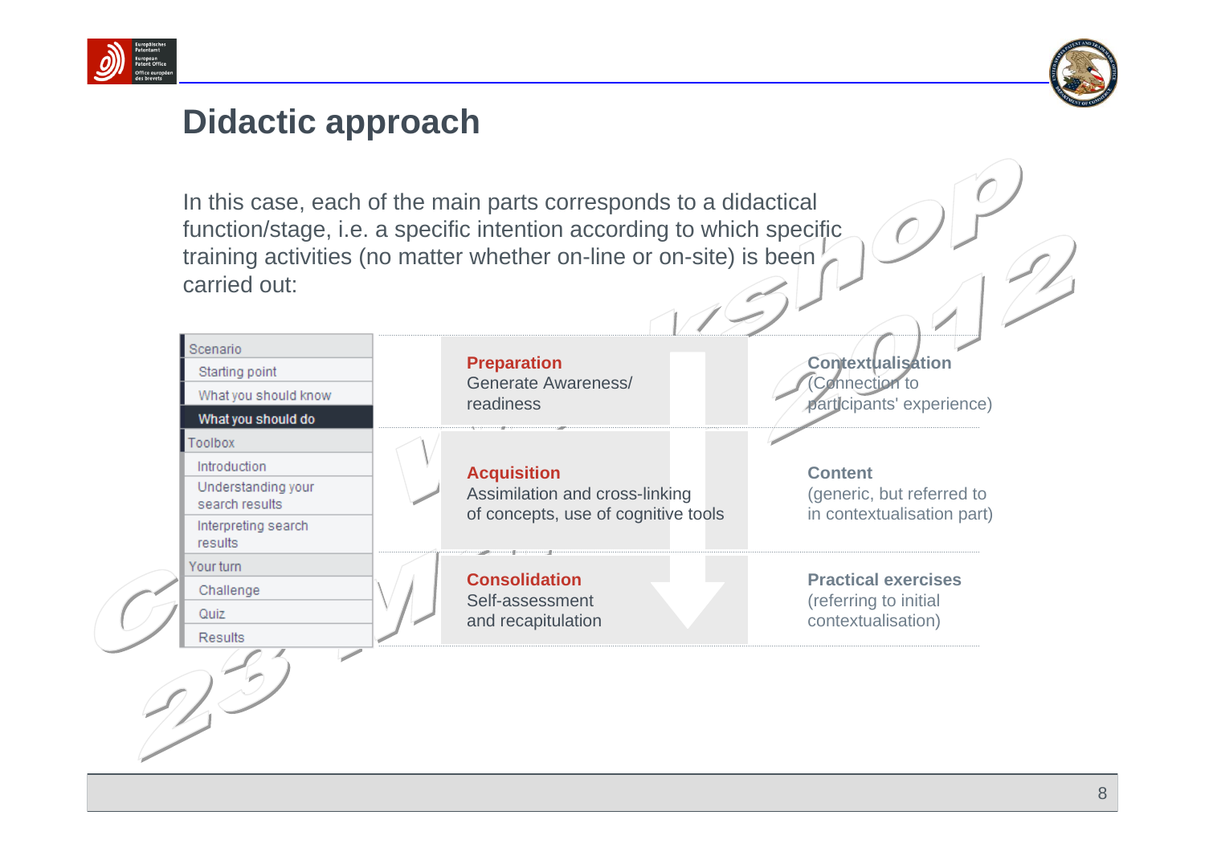## Didactic approach

In this case, each of the main parts corresponds to a didactical function/stage, i.e. a specific intention according to which specific training activities (no matter whether on-line or on-site) is been carried out:

| Menu | Didactic stage | Corresponding element |
|---|---|---|
| Scenario<br>Starting point<br>What you should know<br>What you should do | **Preparation**<br>Generate Awareness/ readiness | **Contextualisation**<br>(Connection to participants' experience) |
| Toolbox<br>Introduction<br>Understanding your search results<br>Interpreting search results | **Acquisition**<br>Assimilation and cross-linking of concepts, use of cognitive tools | **Content**<br>(generic, but referred to in contextualisation part) |
| Your turn<br>Challenge<br>Quiz<br>Results | **Consolidation**<br>Self-assessment and recapitulation | **Practical exercises**<br>(referring to initial contextualisation) |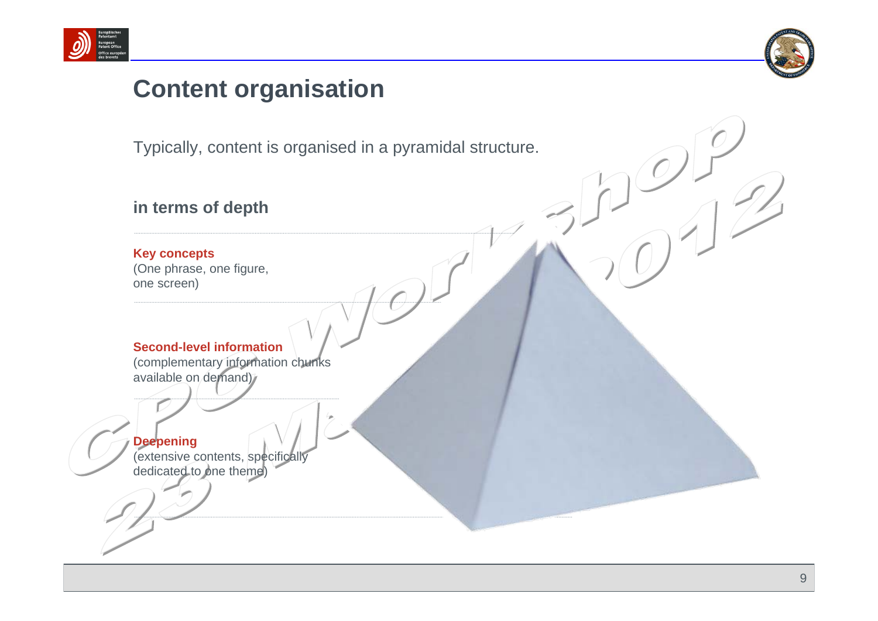# Content organisation

Typically, content is organised in a pyramidal structure.

## in terms of depth

**Key concepts**
(One phrase, one figure, one screen)

**Second-level information**
(complementary information chunks available on demand)

**Deepening**
(extensive contents, specifically dedicated to one theme)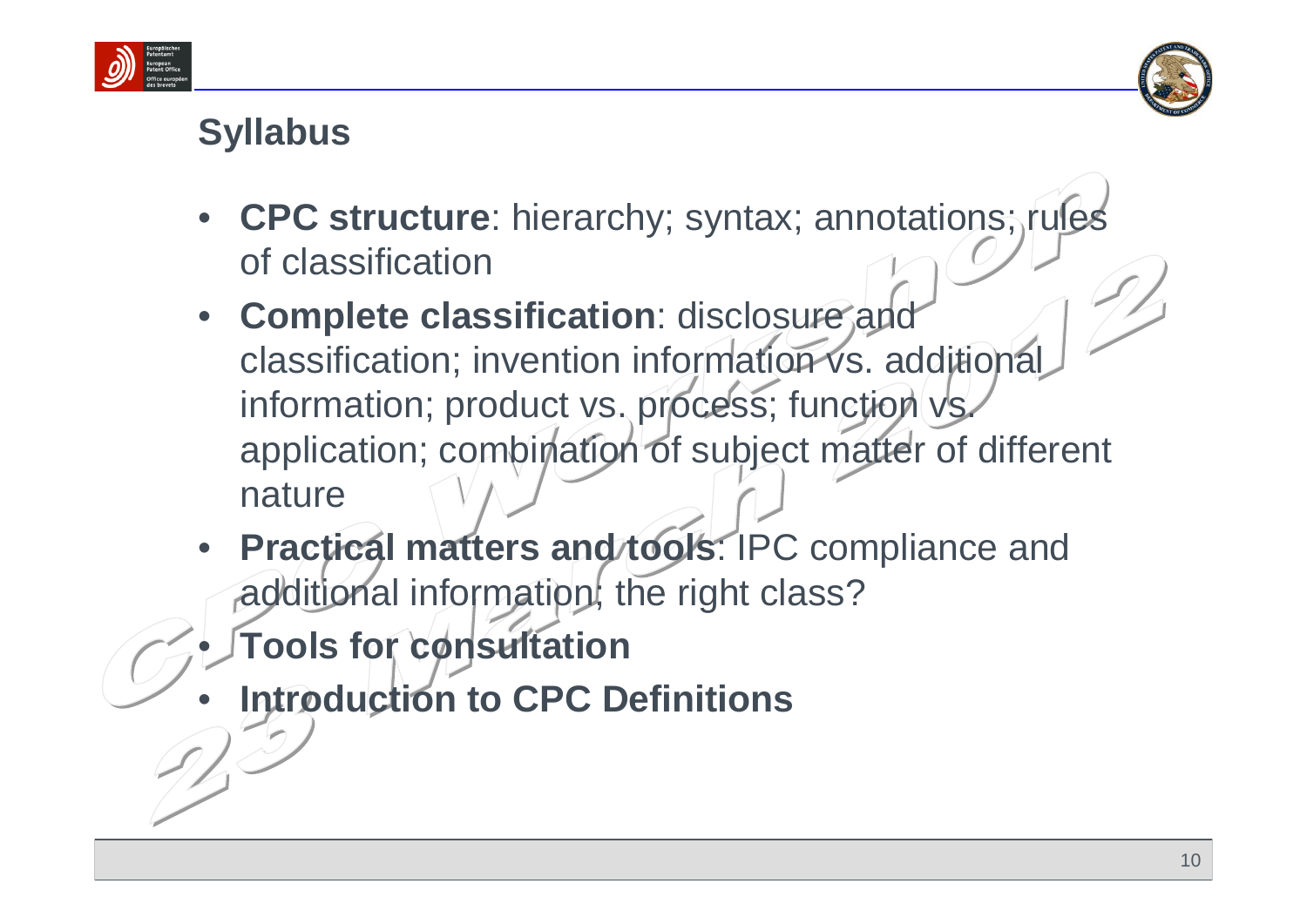# Syllabus

- **CPC structure**: hierarchy; syntax; annotations; rules of classification
- **Complete classification**: disclosure and classification; invention information vs. additional information; product vs. process; function vs. application; combination of subject matter of different nature
- **Practical matters and tools**: IPC compliance and additional information; the right class?
- **Tools for consultation**
- **Introduction to CPC Definitions**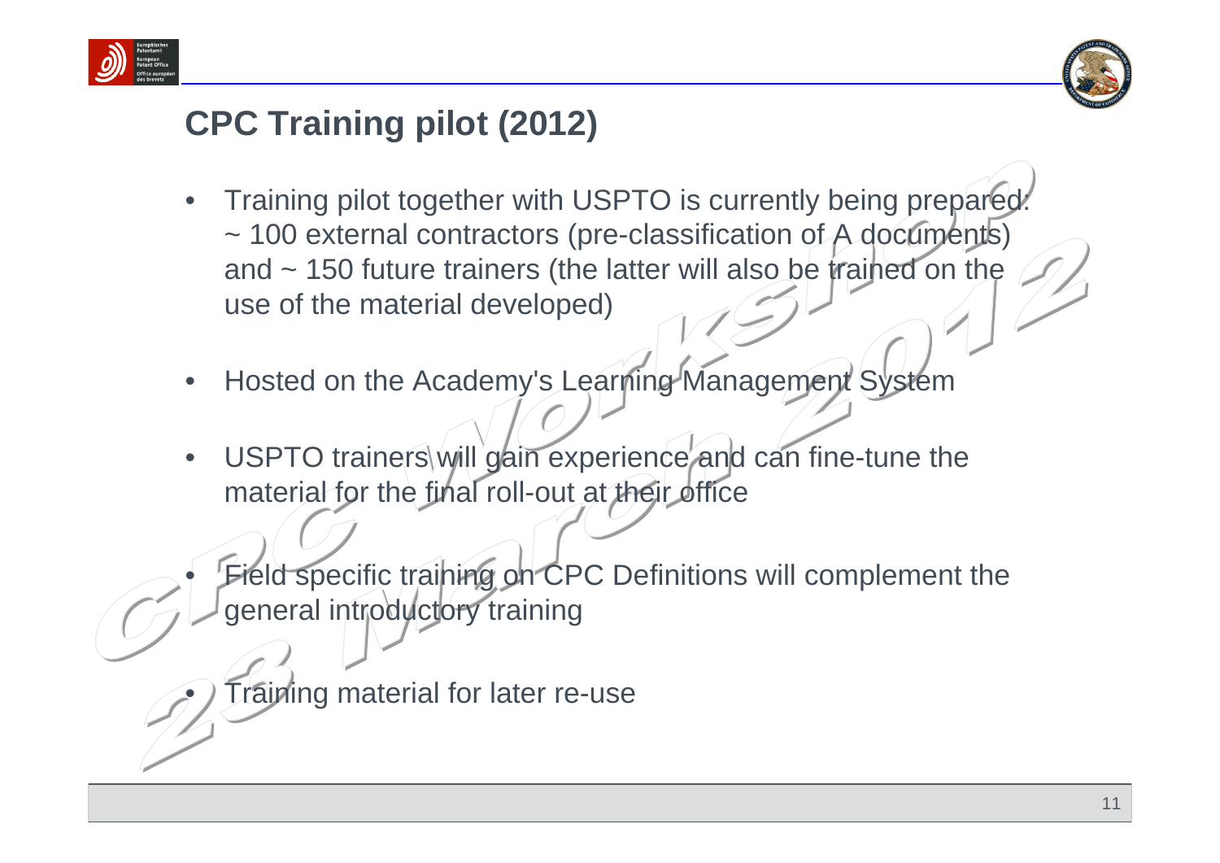# CPC Training pilot (2012)

- Training pilot together with USPTO is currently being prepared: ~ 100 external contractors (pre-classification of A documents) and ~ 150 future trainers (the latter will also be trained on the use of the material developed)
- Hosted on the Academy's Learning Management System
- USPTO trainers will gain experience and can fine-tune the material for the final roll-out at their office
- Field specific training on CPC Definitions will complement the general introductory training
- Training material for later re-use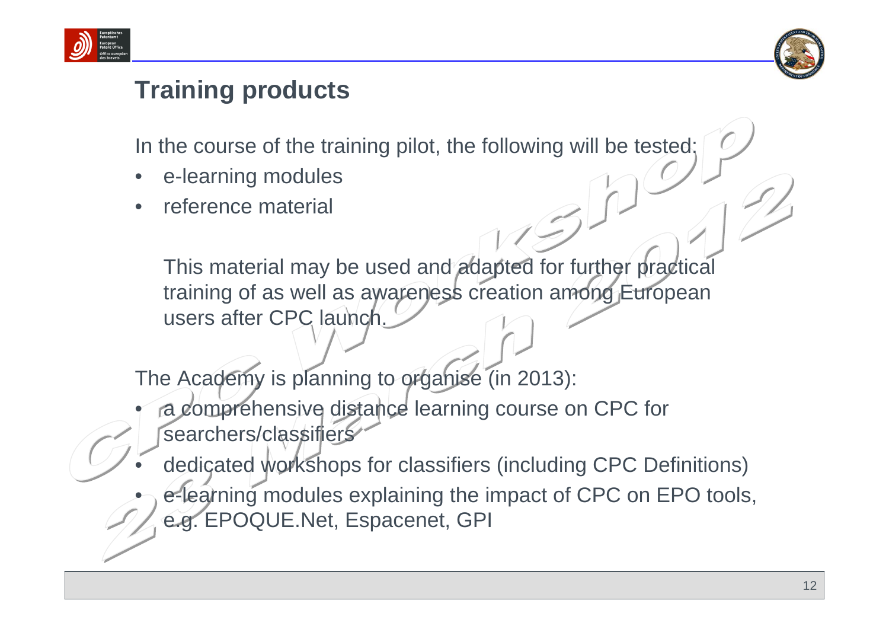## Training products

In the course of the training pilot, the following will be tested:

- e-learning modules
- reference material

  This material may be used and adapted for further practical training of as well as awareness creation among European users after CPC launch.

The Academy is planning to organise (in 2013):

- a comprehensive distance learning course on CPC for searchers/classifiers
- dedicated workshops for classifiers (including CPC Definitions)
- e-learning modules explaining the impact of CPC on EPO tools, e.g. EPOQUE.Net, Espacenet, GPI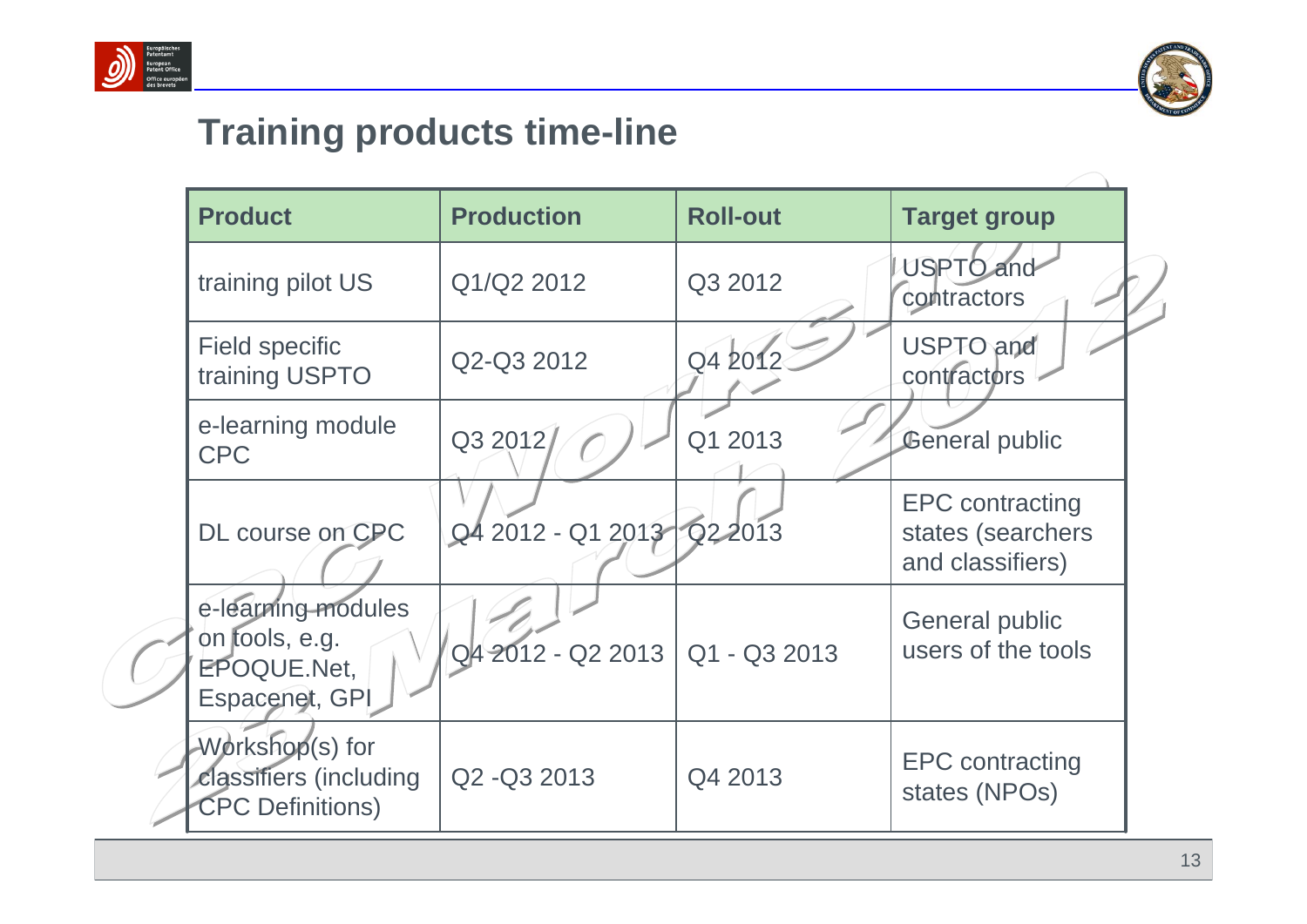## Training products time-line

| Product | Production | Roll-out | Target group |
|---|---|---|---|
| training pilot US | Q1/Q2 2012 | Q3 2012 | USPTO and contractors |
| Field specific training USPTO | Q2-Q3 2012 | Q4 2012 | USPTO and contractors |
| e-learning module CPC | Q3 2012 | Q1 2013 | General public |
| DL course on CPC | Q4 2012 - Q1 2013 | Q2 2013 | EPC contracting states (searchers and classifiers) |
| e-learning modules on tools, e.g. EPOQUE.Net, Espacenet, GPI | Q4 2012 - Q2 2013 | Q1 - Q3 2013 | General public users of the tools |
| Workshop(s) for classifiers (including CPC Definitions) | Q2 -Q3 2013 | Q4 2013 | EPC contracting states (NPOs) |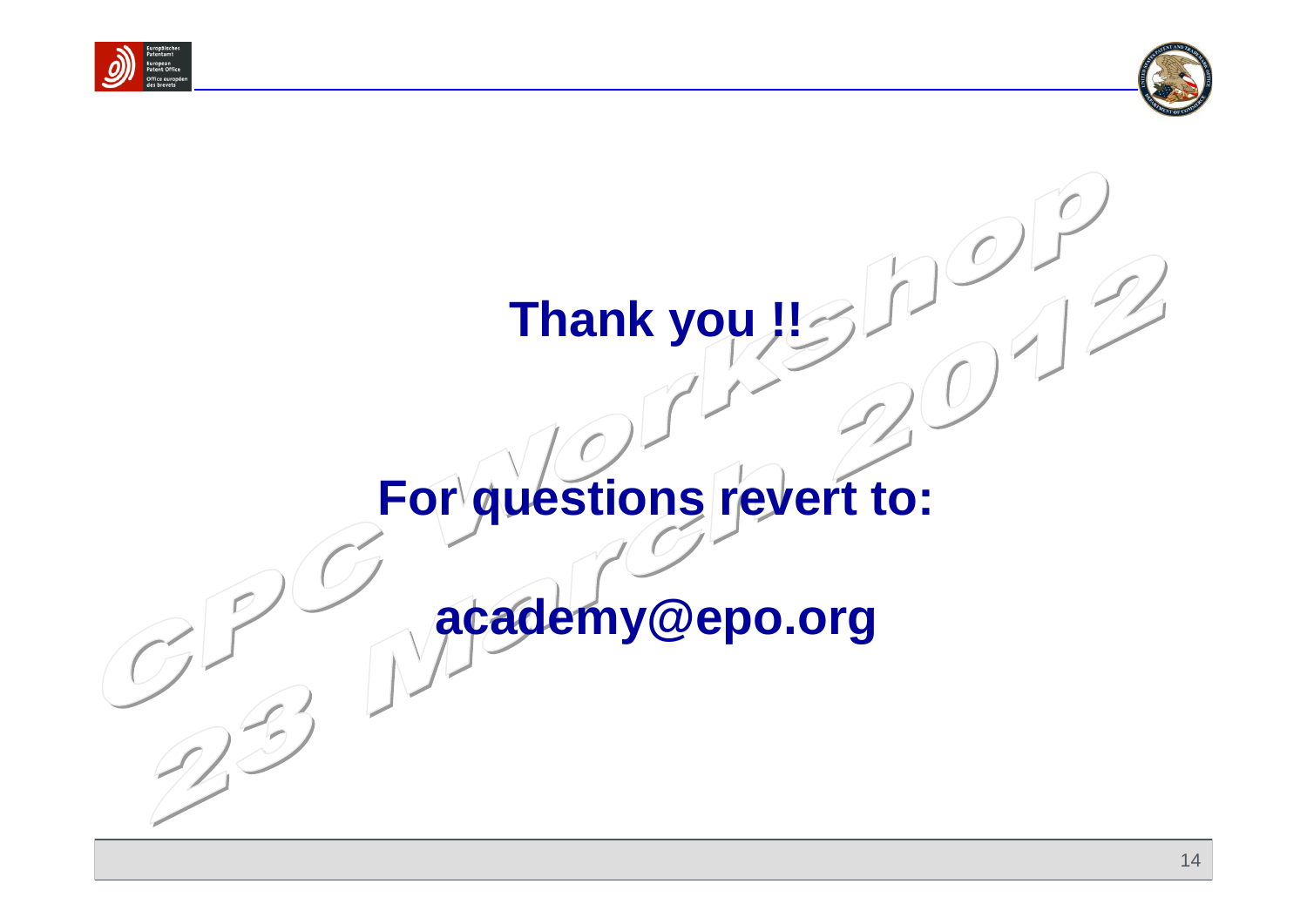**Thank you !!**

**For questions revert to:**

**academy@epo.org**

CPC Workshop
23 March 2012